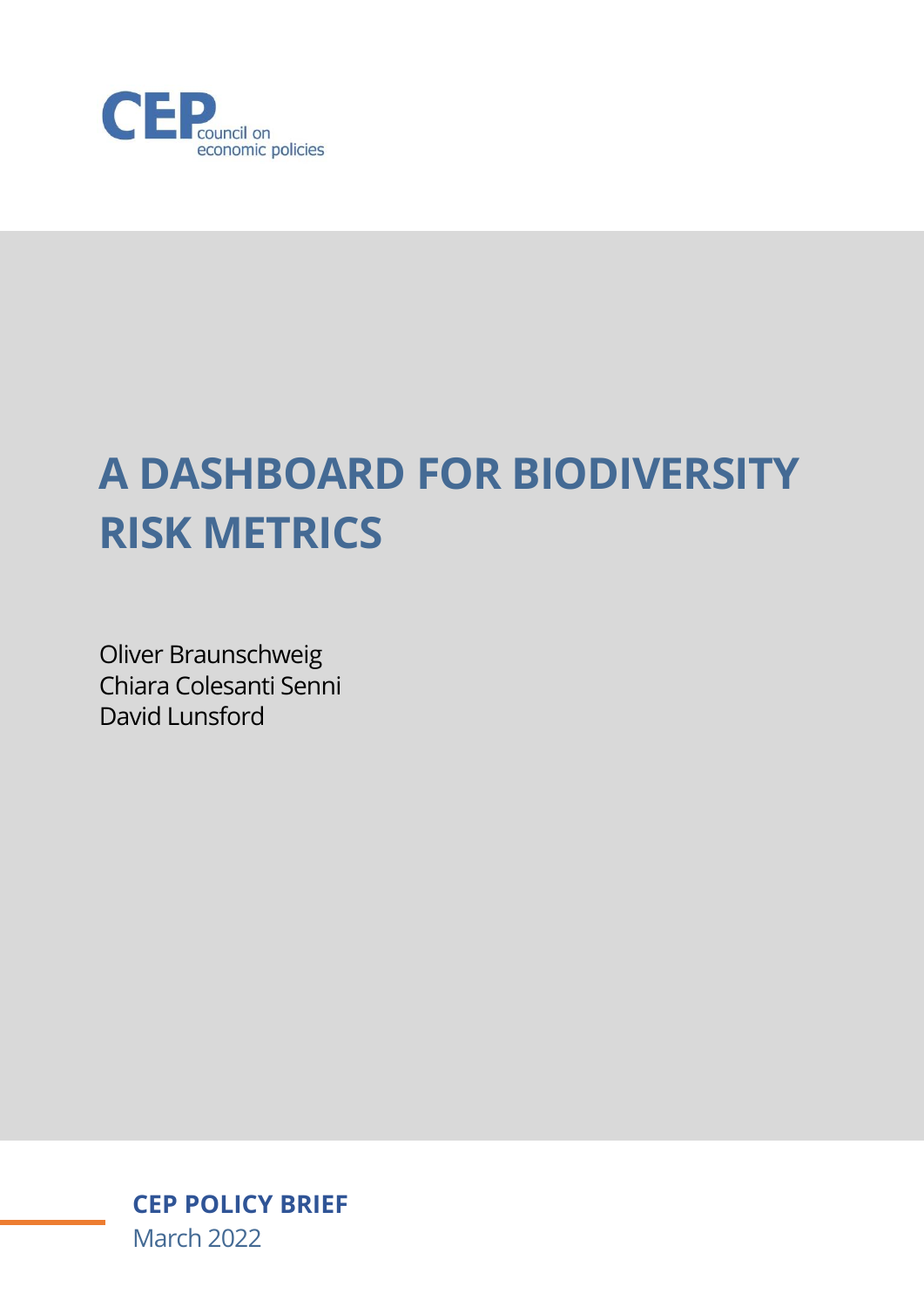CEP council on economic policies

# A DASHBOARD FOR BIODIVERSITY RISK METRICS

Oliver Braunschweig
Chiara Colesanti Senni
David Lunsford

**CEP POLICY BRIEF**
March 2022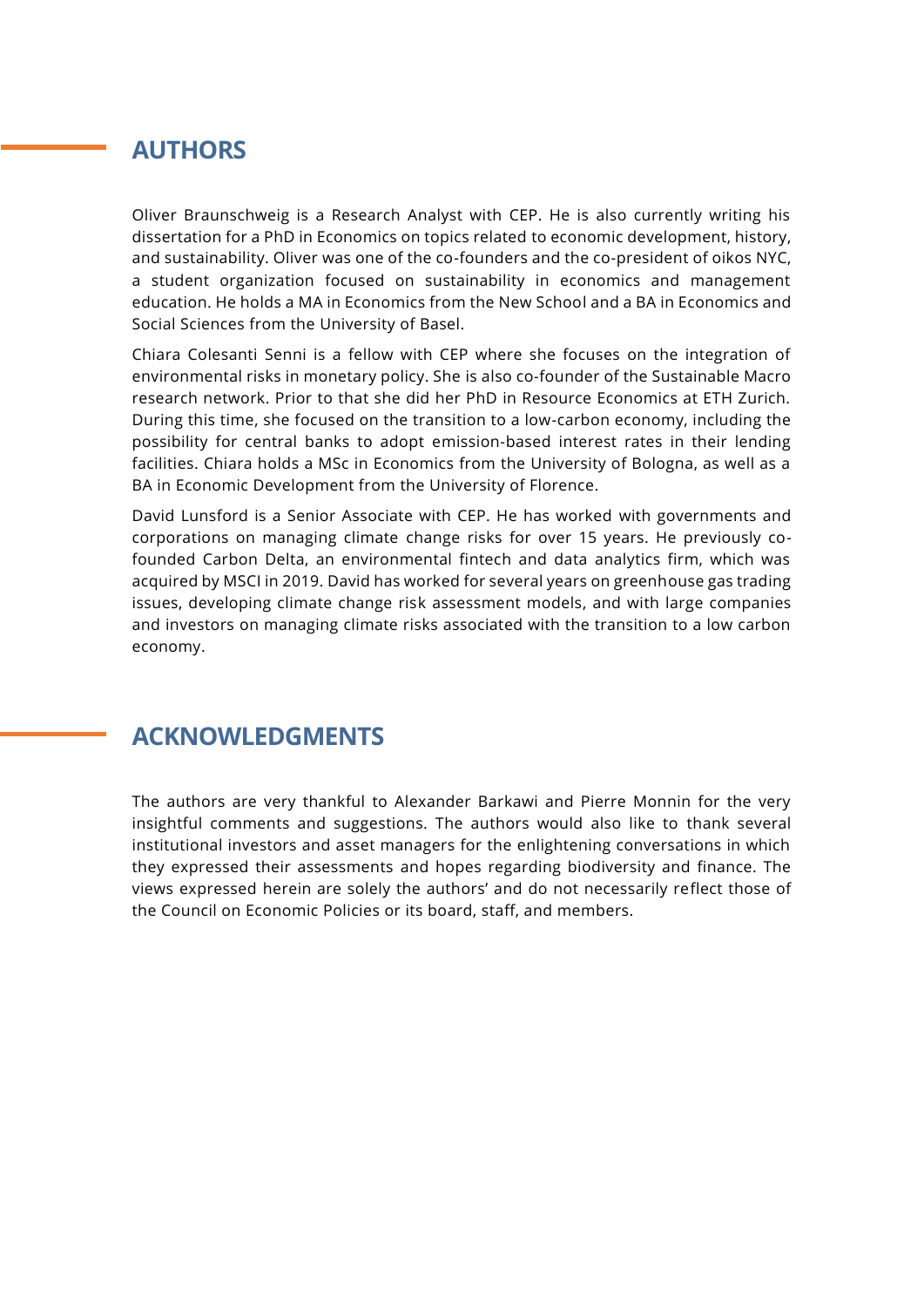## AUTHORS

Oliver Braunschweig is a Research Analyst with CEP. He is also currently writing his dissertation for a PhD in Economics on topics related to economic development, history, and sustainability. Oliver was one of the co-founders and the co-president of oikos NYC, a student organization focused on sustainability in economics and management education. He holds a MA in Economics from the New School and a BA in Economics and Social Sciences from the University of Basel.

Chiara Colesanti Senni is a fellow with CEP where she focuses on the integration of environmental risks in monetary policy. She is also co-founder of the Sustainable Macro research network. Prior to that she did her PhD in Resource Economics at ETH Zurich. During this time, she focused on the transition to a low-carbon economy, including the possibility for central banks to adopt emission-based interest rates in their lending facilities. Chiara holds a MSc in Economics from the University of Bologna, as well as a BA in Economic Development from the University of Florence.

David Lunsford is a Senior Associate with CEP. He has worked with governments and corporations on managing climate change risks for over 15 years. He previously co-founded Carbon Delta, an environmental fintech and data analytics firm, which was acquired by MSCI in 2019. David has worked for several years on greenhouse gas trading issues, developing climate change risk assessment models, and with large companies and investors on managing climate risks associated with the transition to a low carbon economy.

## ACKNOWLEDGMENTS

The authors are very thankful to Alexander Barkawi and Pierre Monnin for the very insightful comments and suggestions. The authors would also like to thank several institutional investors and asset managers for the enlightening conversations in which they expressed their assessments and hopes regarding biodiversity and finance. The views expressed herein are solely the authors' and do not necessarily reflect those of the Council on Economic Policies or its board, staff, and members.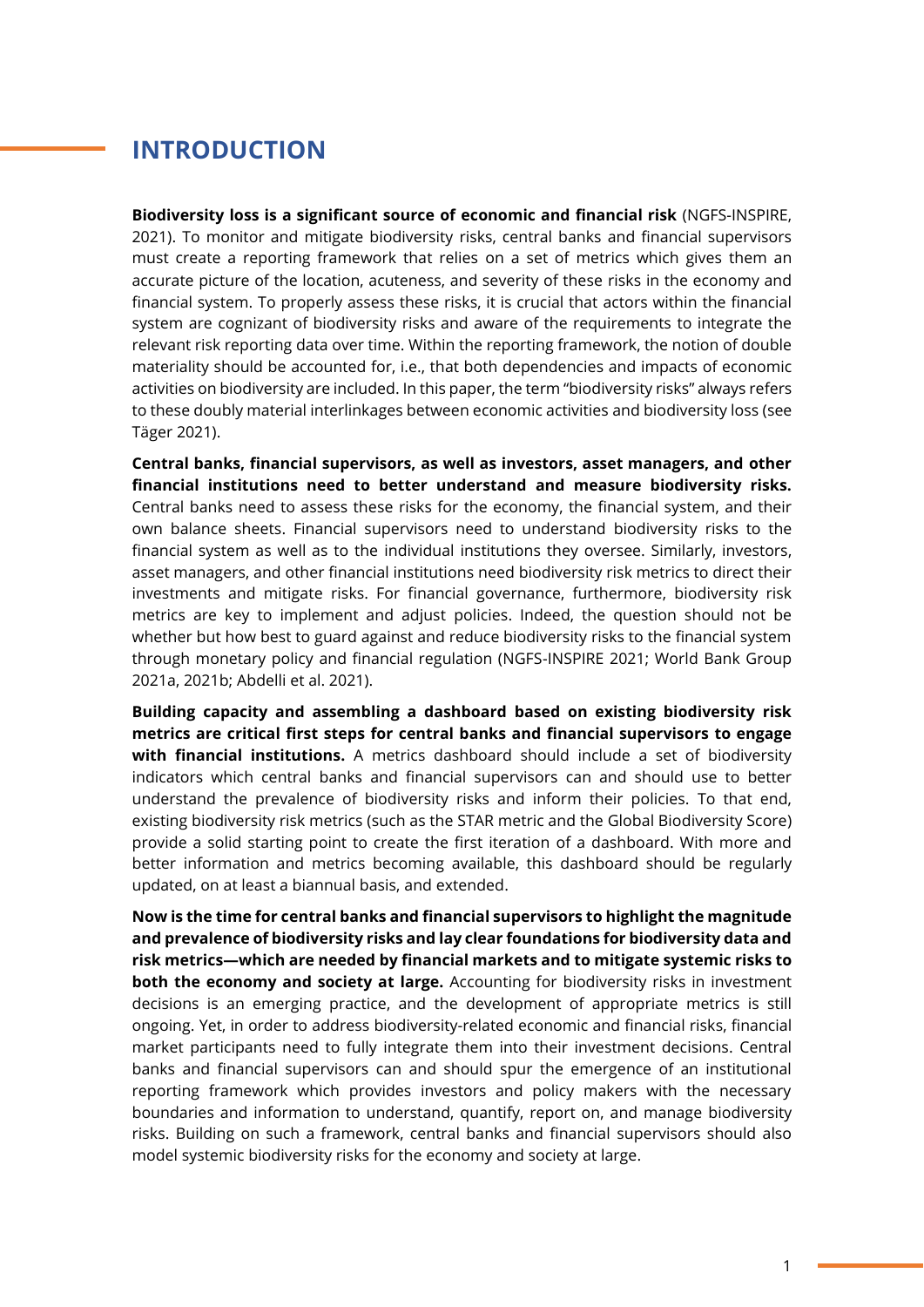# INTRODUCTION

**Biodiversity loss is a significant source of economic and financial risk** (NGFS-INSPIRE, 2021). To monitor and mitigate biodiversity risks, central banks and financial supervisors must create a reporting framework that relies on a set of metrics which gives them an accurate picture of the location, acuteness, and severity of these risks in the economy and financial system. To properly assess these risks, it is crucial that actors within the financial system are cognizant of biodiversity risks and aware of the requirements to integrate the relevant risk reporting data over time. Within the reporting framework, the notion of double materiality should be accounted for, i.e., that both dependencies and impacts of economic activities on biodiversity are included. In this paper, the term "biodiversity risks" always refers to these doubly material interlinkages between economic activities and biodiversity loss (see Täger 2021).

**Central banks, financial supervisors, as well as investors, asset managers, and other financial institutions need to better understand and measure biodiversity risks.** Central banks need to assess these risks for the economy, the financial system, and their own balance sheets. Financial supervisors need to understand biodiversity risks to the financial system as well as to the individual institutions they oversee. Similarly, investors, asset managers, and other financial institutions need biodiversity risk metrics to direct their investments and mitigate risks. For financial governance, furthermore, biodiversity risk metrics are key to implement and adjust policies. Indeed, the question should not be whether but how best to guard against and reduce biodiversity risks to the financial system through monetary policy and financial regulation (NGFS-INSPIRE 2021; World Bank Group 2021a, 2021b; Abdelli et al. 2021).

**Building capacity and assembling a dashboard based on existing biodiversity risk metrics are critical first steps for central banks and financial supervisors to engage with financial institutions.** A metrics dashboard should include a set of biodiversity indicators which central banks and financial supervisors can and should use to better understand the prevalence of biodiversity risks and inform their policies. To that end, existing biodiversity risk metrics (such as the STAR metric and the Global Biodiversity Score) provide a solid starting point to create the first iteration of a dashboard. With more and better information and metrics becoming available, this dashboard should be regularly updated, on at least a biannual basis, and extended.

**Now is the time for central banks and financial supervisors to highlight the magnitude and prevalence of biodiversity risks and lay clear foundations for biodiversity data and risk metrics—which are needed by financial markets and to mitigate systemic risks to both the economy and society at large.** Accounting for biodiversity risks in investment decisions is an emerging practice, and the development of appropriate metrics is still ongoing. Yet, in order to address biodiversity-related economic and financial risks, financial market participants need to fully integrate them into their investment decisions. Central banks and financial supervisors can and should spur the emergence of an institutional reporting framework which provides investors and policy makers with the necessary boundaries and information to understand, quantify, report on, and manage biodiversity risks. Building on such a framework, central banks and financial supervisors should also model systemic biodiversity risks for the economy and society at large.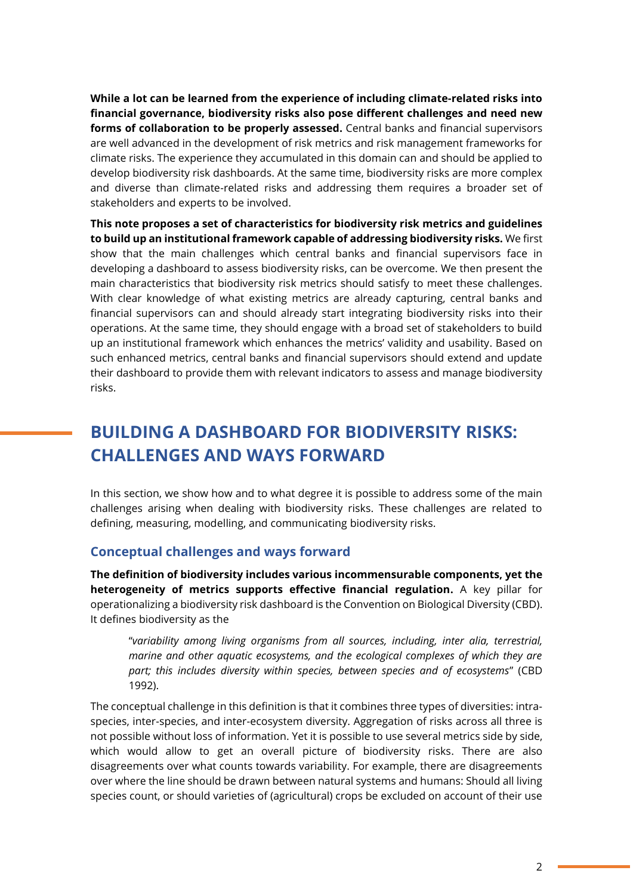**While a lot can be learned from the experience of including climate-related risks into financial governance, biodiversity risks also pose different challenges and need new forms of collaboration to be properly assessed.** Central banks and financial supervisors are well advanced in the development of risk metrics and risk management frameworks for climate risks. The experience they accumulated in this domain can and should be applied to develop biodiversity risk dashboards. At the same time, biodiversity risks are more complex and diverse than climate-related risks and addressing them requires a broader set of stakeholders and experts to be involved.

**This note proposes a set of characteristics for biodiversity risk metrics and guidelines to build up an institutional framework capable of addressing biodiversity risks.** We first show that the main challenges which central banks and financial supervisors face in developing a dashboard to assess biodiversity risks, can be overcome. We then present the main characteristics that biodiversity risk metrics should satisfy to meet these challenges. With clear knowledge of what existing metrics are already capturing, central banks and financial supervisors can and should already start integrating biodiversity risks into their operations. At the same time, they should engage with a broad set of stakeholders to build up an institutional framework which enhances the metrics' validity and usability. Based on such enhanced metrics, central banks and financial supervisors should extend and update their dashboard to provide them with relevant indicators to assess and manage biodiversity risks.

## BUILDING A DASHBOARD FOR BIODIVERSITY RISKS: CHALLENGES AND WAYS FORWARD

In this section, we show how and to what degree it is possible to address some of the main challenges arising when dealing with biodiversity risks. These challenges are related to defining, measuring, modelling, and communicating biodiversity risks.

### Conceptual challenges and ways forward

**The definition of biodiversity includes various incommensurable components, yet the heterogeneity of metrics supports effective financial regulation.** A key pillar for operationalizing a biodiversity risk dashboard is the Convention on Biological Diversity (CBD). It defines biodiversity as the

> "*variability among living organisms from all sources, including, inter alia, terrestrial, marine and other aquatic ecosystems, and the ecological complexes of which they are part; this includes diversity within species, between species and of ecosystems*" (CBD 1992).

The conceptual challenge in this definition is that it combines three types of diversities: intra-species, inter-species, and inter-ecosystem diversity. Aggregation of risks across all three is not possible without loss of information. Yet it is possible to use several metrics side by side, which would allow to get an overall picture of biodiversity risks. There are also disagreements over what counts towards variability. For example, there are disagreements over where the line should be drawn between natural systems and humans: Should all living species count, or should varieties of (agricultural) crops be excluded on account of their use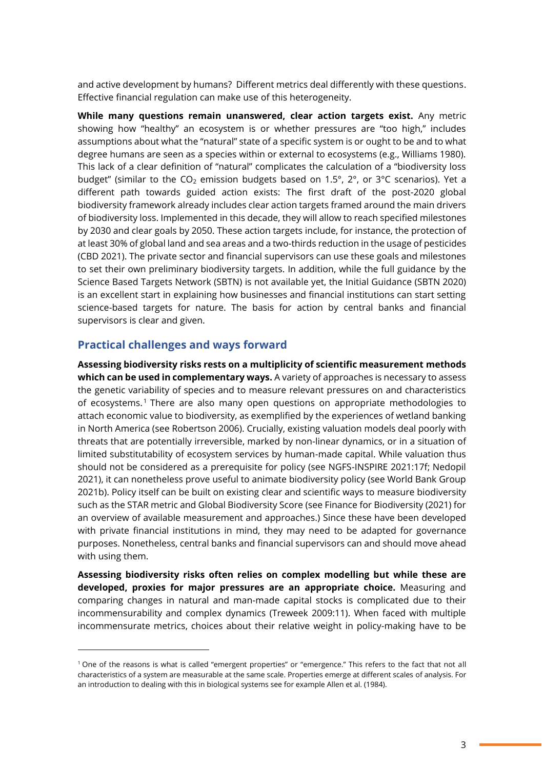and active development by humans? Different metrics deal differently with these questions. Effective financial regulation can make use of this heterogeneity.

**While many questions remain unanswered, clear action targets exist.** Any metric showing how "healthy" an ecosystem is or whether pressures are "too high," includes assumptions about what the "natural" state of a specific system is or ought to be and to what degree humans are seen as a species within or external to ecosystems (e.g., Williams 1980). This lack of a clear definition of "natural" complicates the calculation of a "biodiversity loss budget" (similar to the $CO_2$ emission budgets based on 1.5°, 2°, or 3°C scenarios). Yet a different path towards guided action exists: The first draft of the post-2020 global biodiversity framework already includes clear action targets framed around the main drivers of biodiversity loss. Implemented in this decade, they will allow to reach specified milestones by 2030 and clear goals by 2050. These action targets include, for instance, the protection of at least 30% of global land and sea areas and a two-thirds reduction in the usage of pesticides (CBD 2021). The private sector and financial supervisors can use these goals and milestones to set their own preliminary biodiversity targets. In addition, while the full guidance by the Science Based Targets Network (SBTN) is not available yet, the Initial Guidance (SBTN 2020) is an excellent start in explaining how businesses and financial institutions can start setting science-based targets for nature. The basis for action by central banks and financial supervisors is clear and given.

## Practical challenges and ways forward

**Assessing biodiversity risks rests on a multiplicity of scientific measurement methods which can be used in complementary ways.** A variety of approaches is necessary to assess the genetic variability of species and to measure relevant pressures on and characteristics of ecosystems.[1] There are also many open questions on appropriate methodologies to attach economic value to biodiversity, as exemplified by the experiences of wetland banking in North America (see Robertson 2006). Crucially, existing valuation models deal poorly with threats that are potentially irreversible, marked by non-linear dynamics, or in a situation of limited substitutability of ecosystem services by human-made capital. While valuation thus should not be considered as a prerequisite for policy (see NGFS-INSPIRE 2021:17f; Nedopil 2021), it can nonetheless prove useful to animate biodiversity policy (see World Bank Group 2021b). Policy itself can be built on existing clear and scientific ways to measure biodiversity such as the STAR metric and Global Biodiversity Score (see Finance for Biodiversity (2021) for an overview of available measurement and approaches.) Since these have been developed with private financial institutions in mind, they may need to be adapted for governance purposes. Nonetheless, central banks and financial supervisors can and should move ahead with using them.

**Assessing biodiversity risks often relies on complex modelling but while these are developed, proxies for major pressures are an appropriate choice.** Measuring and comparing changes in natural and man-made capital stocks is complicated due to their incommensurability and complex dynamics (Treweek 2009:11). When faced with multiple incommensurate metrics, choices about their relative weight in policy-making have to be

[1] One of the reasons is what is called "emergent properties" or "emergence." This refers to the fact that not all characteristics of a system are measurable at the same scale. Properties emerge at different scales of analysis. For an introduction to dealing with this in biological systems see for example Allen et al. (1984).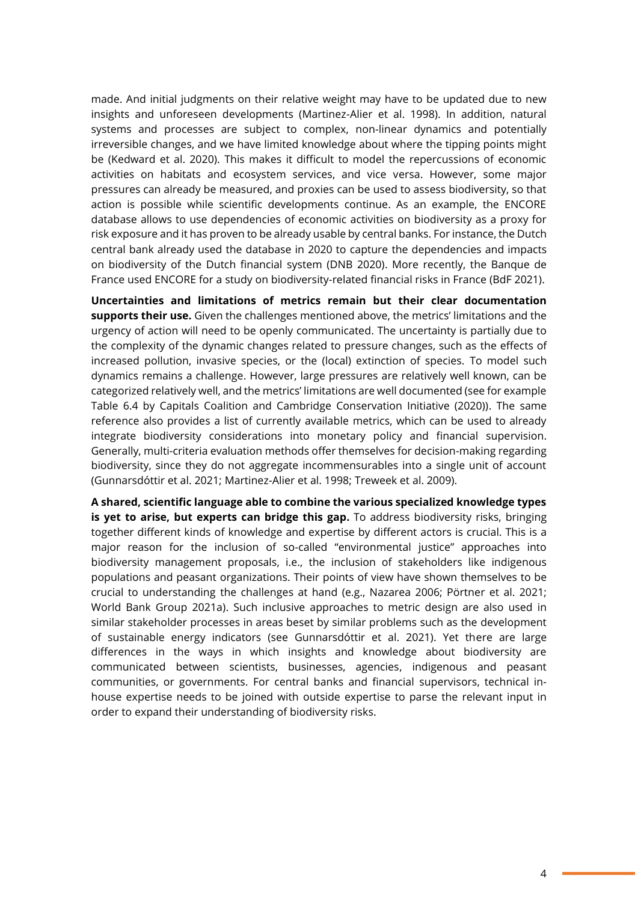made. And initial judgments on their relative weight may have to be updated due to new insights and unforeseen developments (Martinez-Alier et al. 1998). In addition, natural systems and processes are subject to complex, non-linear dynamics and potentially irreversible changes, and we have limited knowledge about where the tipping points might be (Kedward et al. 2020). This makes it difficult to model the repercussions of economic activities on habitats and ecosystem services, and vice versa. However, some major pressures can already be measured, and proxies can be used to assess biodiversity, so that action is possible while scientific developments continue. As an example, the ENCORE database allows to use dependencies of economic activities on biodiversity as a proxy for risk exposure and it has proven to be already usable by central banks. For instance, the Dutch central bank already used the database in 2020 to capture the dependencies and impacts on biodiversity of the Dutch financial system (DNB 2020). More recently, the Banque de France used ENCORE for a study on biodiversity-related financial risks in France (BdF 2021).

**Uncertainties and limitations of metrics remain but their clear documentation supports their use.** Given the challenges mentioned above, the metrics' limitations and the urgency of action will need to be openly communicated. The uncertainty is partially due to the complexity of the dynamic changes related to pressure changes, such as the effects of increased pollution, invasive species, or the (local) extinction of species. To model such dynamics remains a challenge. However, large pressures are relatively well known, can be categorized relatively well, and the metrics' limitations are well documented (see for example Table 6.4 by Capitals Coalition and Cambridge Conservation Initiative (2020)). The same reference also provides a list of currently available metrics, which can be used to already integrate biodiversity considerations into monetary policy and financial supervision. Generally, multi-criteria evaluation methods offer themselves for decision-making regarding biodiversity, since they do not aggregate incommensurables into a single unit of account (Gunnarsdóttir et al. 2021; Martinez-Alier et al. 1998; Treweek et al. 2009).

**A shared, scientific language able to combine the various specialized knowledge types is yet to arise, but experts can bridge this gap.** To address biodiversity risks, bringing together different kinds of knowledge and expertise by different actors is crucial. This is a major reason for the inclusion of so-called "environmental justice" approaches into biodiversity management proposals, i.e., the inclusion of stakeholders like indigenous populations and peasant organizations. Their points of view have shown themselves to be crucial to understanding the challenges at hand (e.g., Nazarea 2006; Pörtner et al. 2021; World Bank Group 2021a). Such inclusive approaches to metric design are also used in similar stakeholder processes in areas beset by similar problems such as the development of sustainable energy indicators (see Gunnarsdóttir et al. 2021). Yet there are large differences in the ways in which insights and knowledge about biodiversity are communicated between scientists, businesses, agencies, indigenous and peasant communities, or governments. For central banks and financial supervisors, technical in-house expertise needs to be joined with outside expertise to parse the relevant input in order to expand their understanding of biodiversity risks.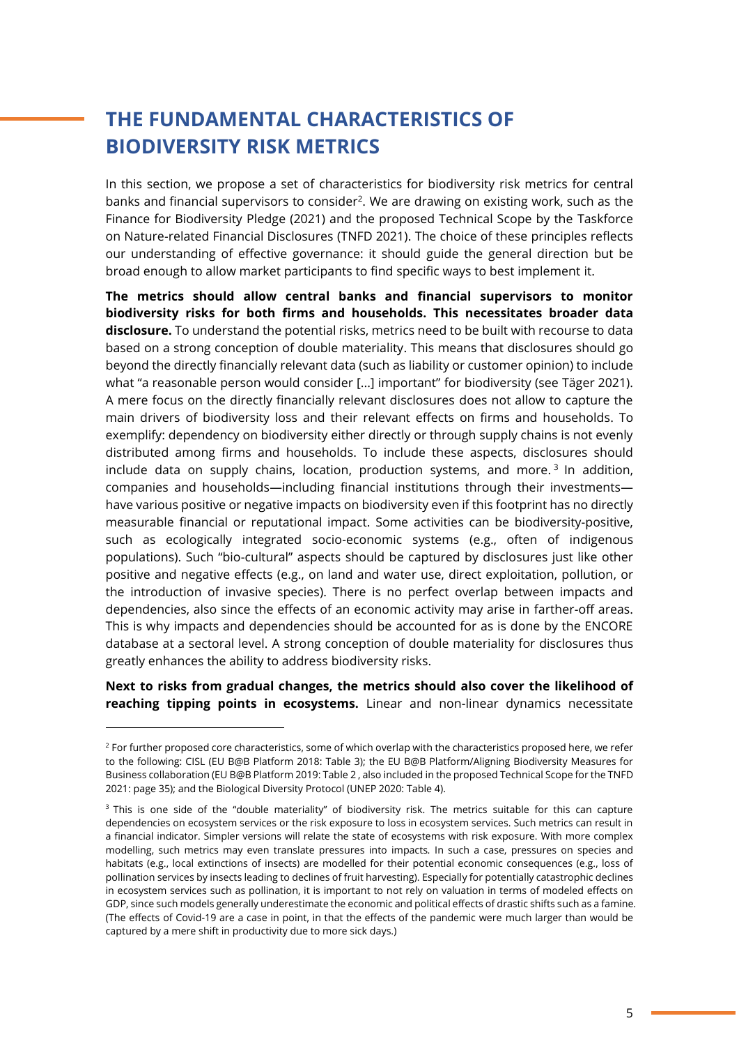## THE FUNDAMENTAL CHARACTERISTICS OF BIODIVERSITY RISK METRICS

In this section, we propose a set of characteristics for biodiversity risk metrics for central banks and financial supervisors to consider[2]. We are drawing on existing work, such as the Finance for Biodiversity Pledge (2021) and the proposed Technical Scope by the Taskforce on Nature-related Financial Disclosures (TNFD 2021). The choice of these principles reflects our understanding of effective governance: it should guide the general direction but be broad enough to allow market participants to find specific ways to best implement it.

**The metrics should allow central banks and financial supervisors to monitor biodiversity risks for both firms and households. This necessitates broader data disclosure.** To understand the potential risks, metrics need to be built with recourse to data based on a strong conception of double materiality. This means that disclosures should go beyond the directly financially relevant data (such as liability or customer opinion) to include what "a reasonable person would consider [...] important" for biodiversity (see Täger 2021). A mere focus on the directly financially relevant disclosures does not allow to capture the main drivers of biodiversity loss and their relevant effects on firms and households. To exemplify: dependency on biodiversity either directly or through supply chains is not evenly distributed among firms and households. To include these aspects, disclosures should include data on supply chains, location, production systems, and more.[3] In addition, companies and households—including financial institutions through their investments—have various positive or negative impacts on biodiversity even if this footprint has no directly measurable financial or reputational impact. Some activities can be biodiversity-positive, such as ecologically integrated socio-economic systems (e.g., often of indigenous populations). Such "bio-cultural" aspects should be captured by disclosures just like other positive and negative effects (e.g., on land and water use, direct exploitation, pollution, or the introduction of invasive species). There is no perfect overlap between impacts and dependencies, also since the effects of an economic activity may arise in farther-off areas. This is why impacts and dependencies should be accounted for as is done by the ENCORE database at a sectoral level. A strong conception of double materiality for disclosures thus greatly enhances the ability to address biodiversity risks.

**Next to risks from gradual changes, the metrics should also cover the likelihood of reaching tipping points in ecosystems.** Linear and non-linear dynamics necessitate

---

[2] For further proposed core characteristics, some of which overlap with the characteristics proposed here, we refer to the following: CISL (EU B@B Platform 2018: Table 3); the EU B@B Platform/Aligning Biodiversity Measures for Business collaboration (EU B@B Platform 2019: Table 2 , also included in the proposed Technical Scope for the TNFD 2021: page 35); and the Biological Diversity Protocol (UNEP 2020: Table 4).

[3] This is one side of the "double materiality" of biodiversity risk. The metrics suitable for this can capture dependencies on ecosystem services or the risk exposure to loss in ecosystem services. Such metrics can result in a financial indicator. Simpler versions will relate the state of ecosystems with risk exposure. With more complex modelling, such metrics may even translate pressures into impacts. In such a case, pressures on species and habitats (e.g., local extinctions of insects) are modelled for their potential economic consequences (e.g., loss of pollination services by insects leading to declines of fruit harvesting). Especially for potentially catastrophic declines in ecosystem services such as pollination, it is important to not rely on valuation in terms of modeled effects on GDP, since such models generally underestimate the economic and political effects of drastic shifts such as a famine. (The effects of Covid-19 are a case in point, in that the effects of the pandemic were much larger than would be captured by a mere shift in productivity due to more sick days.)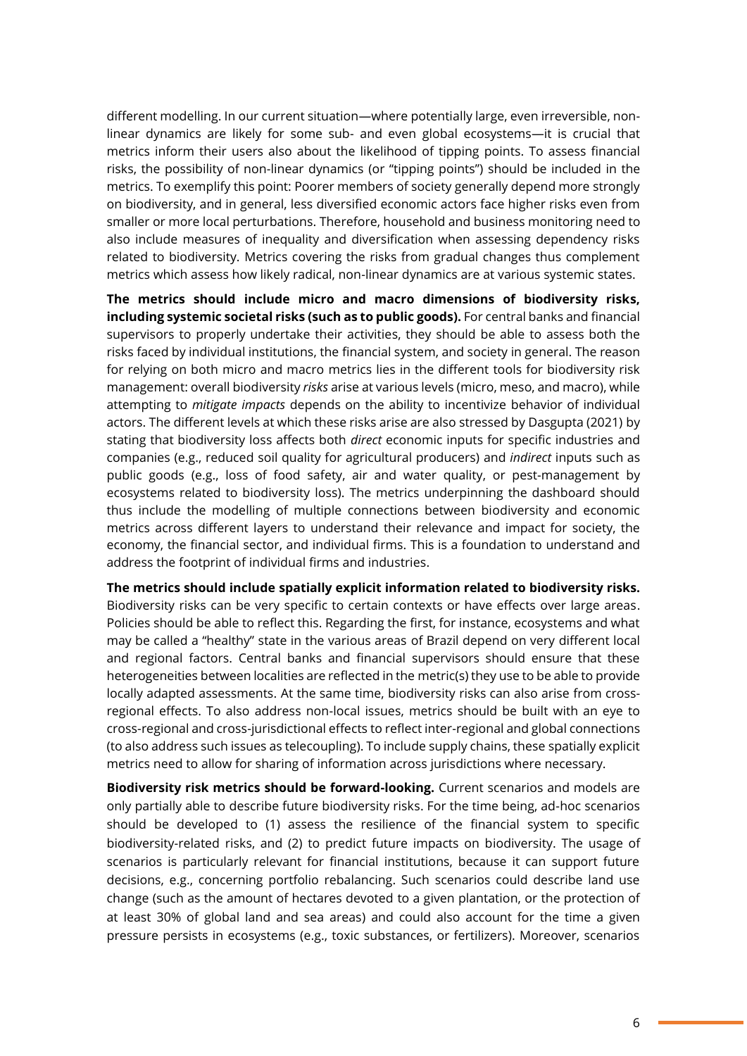different modelling. In our current situation—where potentially large, even irreversible, non-linear dynamics are likely for some sub- and even global ecosystems—it is crucial that metrics inform their users also about the likelihood of tipping points. To assess financial risks, the possibility of non-linear dynamics (or "tipping points") should be included in the metrics. To exemplify this point: Poorer members of society generally depend more strongly on biodiversity, and in general, less diversified economic actors face higher risks even from smaller or more local perturbations. Therefore, household and business monitoring need to also include measures of inequality and diversification when assessing dependency risks related to biodiversity. Metrics covering the risks from gradual changes thus complement metrics which assess how likely radical, non-linear dynamics are at various systemic states.

**The metrics should include micro and macro dimensions of biodiversity risks, including systemic societal risks (such as to public goods).** For central banks and financial supervisors to properly undertake their activities, they should be able to assess both the risks faced by individual institutions, the financial system, and society in general. The reason for relying on both micro and macro metrics lies in the different tools for biodiversity risk management: overall biodiversity *risks* arise at various levels (micro, meso, and macro), while attempting to *mitigate impacts* depends on the ability to incentivize behavior of individual actors. The different levels at which these risks arise are also stressed by Dasgupta (2021) by stating that biodiversity loss affects both *direct* economic inputs for specific industries and companies (e.g., reduced soil quality for agricultural producers) and *indirect* inputs such as public goods (e.g., loss of food safety, air and water quality, or pest-management by ecosystems related to biodiversity loss). The metrics underpinning the dashboard should thus include the modelling of multiple connections between biodiversity and economic metrics across different layers to understand their relevance and impact for society, the economy, the financial sector, and individual firms. This is a foundation to understand and address the footprint of individual firms and industries.

**The metrics should include spatially explicit information related to biodiversity risks.** Biodiversity risks can be very specific to certain contexts or have effects over large areas. Policies should be able to reflect this. Regarding the first, for instance, ecosystems and what may be called a "healthy" state in the various areas of Brazil depend on very different local and regional factors. Central banks and financial supervisors should ensure that these heterogeneities between localities are reflected in the metric(s) they use to be able to provide locally adapted assessments. At the same time, biodiversity risks can also arise from cross-regional effects. To also address non-local issues, metrics should be built with an eye to cross-regional and cross-jurisdictional effects to reflect inter-regional and global connections (to also address such issues as telecoupling). To include supply chains, these spatially explicit metrics need to allow for sharing of information across jurisdictions where necessary.

**Biodiversity risk metrics should be forward-looking.** Current scenarios and models are only partially able to describe future biodiversity risks. For the time being, ad-hoc scenarios should be developed to (1) assess the resilience of the financial system to specific biodiversity-related risks, and (2) to predict future impacts on biodiversity. The usage of scenarios is particularly relevant for financial institutions, because it can support future decisions, e.g., concerning portfolio rebalancing. Such scenarios could describe land use change (such as the amount of hectares devoted to a given plantation, or the protection of at least 30% of global land and sea areas) and could also account for the time a given pressure persists in ecosystems (e.g., toxic substances, or fertilizers). Moreover, scenarios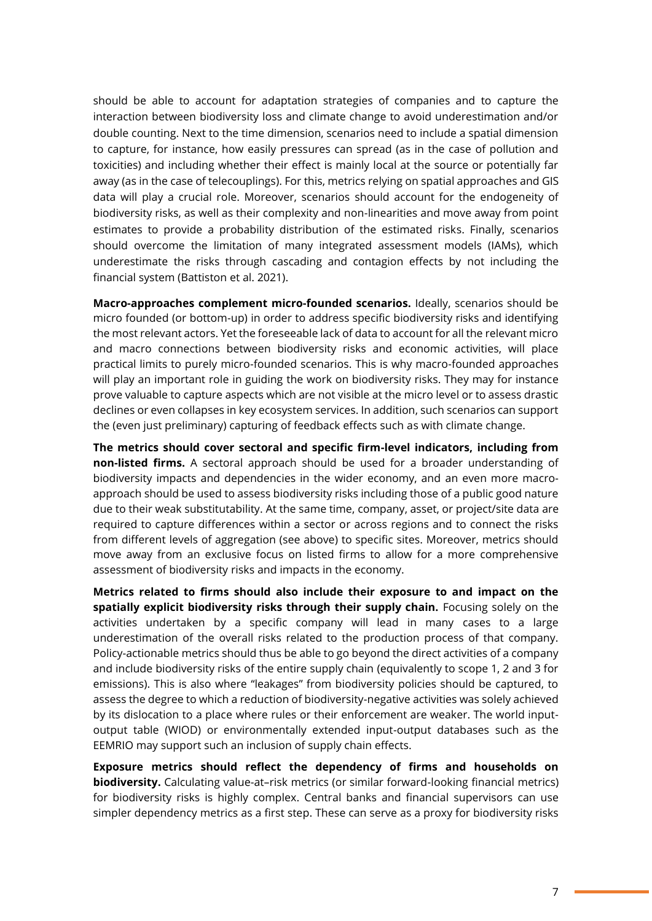should be able to account for adaptation strategies of companies and to capture the interaction between biodiversity loss and climate change to avoid underestimation and/or double counting. Next to the time dimension, scenarios need to include a spatial dimension to capture, for instance, how easily pressures can spread (as in the case of pollution and toxicities) and including whether their effect is mainly local at the source or potentially far away (as in the case of telecouplings). For this, metrics relying on spatial approaches and GIS data will play a crucial role. Moreover, scenarios should account for the endogeneity of biodiversity risks, as well as their complexity and non-linearities and move away from point estimates to provide a probability distribution of the estimated risks. Finally, scenarios should overcome the limitation of many integrated assessment models (IAMs), which underestimate the risks through cascading and contagion effects by not including the financial system (Battiston et al. 2021).

**Macro-approaches complement micro-founded scenarios.** Ideally, scenarios should be micro founded (or bottom-up) in order to address specific biodiversity risks and identifying the most relevant actors. Yet the foreseeable lack of data to account for all the relevant micro and macro connections between biodiversity risks and economic activities, will place practical limits to purely micro-founded scenarios. This is why macro-founded approaches will play an important role in guiding the work on biodiversity risks. They may for instance prove valuable to capture aspects which are not visible at the micro level or to assess drastic declines or even collapses in key ecosystem services. In addition, such scenarios can support the (even just preliminary) capturing of feedback effects such as with climate change.

**The metrics should cover sectoral and specific firm-level indicators, including from non-listed firms.** A sectoral approach should be used for a broader understanding of biodiversity impacts and dependencies in the wider economy, and an even more macro-approach should be used to assess biodiversity risks including those of a public good nature due to their weak substitutability. At the same time, company, asset, or project/site data are required to capture differences within a sector or across regions and to connect the risks from different levels of aggregation (see above) to specific sites. Moreover, metrics should move away from an exclusive focus on listed firms to allow for a more comprehensive assessment of biodiversity risks and impacts in the economy.

**Metrics related to firms should also include their exposure to and impact on the spatially explicit biodiversity risks through their supply chain.** Focusing solely on the activities undertaken by a specific company will lead in many cases to a large underestimation of the overall risks related to the production process of that company. Policy-actionable metrics should thus be able to go beyond the direct activities of a company and include biodiversity risks of the entire supply chain (equivalently to scope 1, 2 and 3 for emissions). This is also where "leakages" from biodiversity policies should be captured, to assess the degree to which a reduction of biodiversity-negative activities was solely achieved by its dislocation to a place where rules or their enforcement are weaker. The world input-output table (WIOD) or environmentally extended input-output databases such as the EEMRIO may support such an inclusion of supply chain effects.

**Exposure metrics should reflect the dependency of firms and households on biodiversity.** Calculating value-at–risk metrics (or similar forward-looking financial metrics) for biodiversity risks is highly complex. Central banks and financial supervisors can use simpler dependency metrics as a first step. These can serve as a proxy for biodiversity risks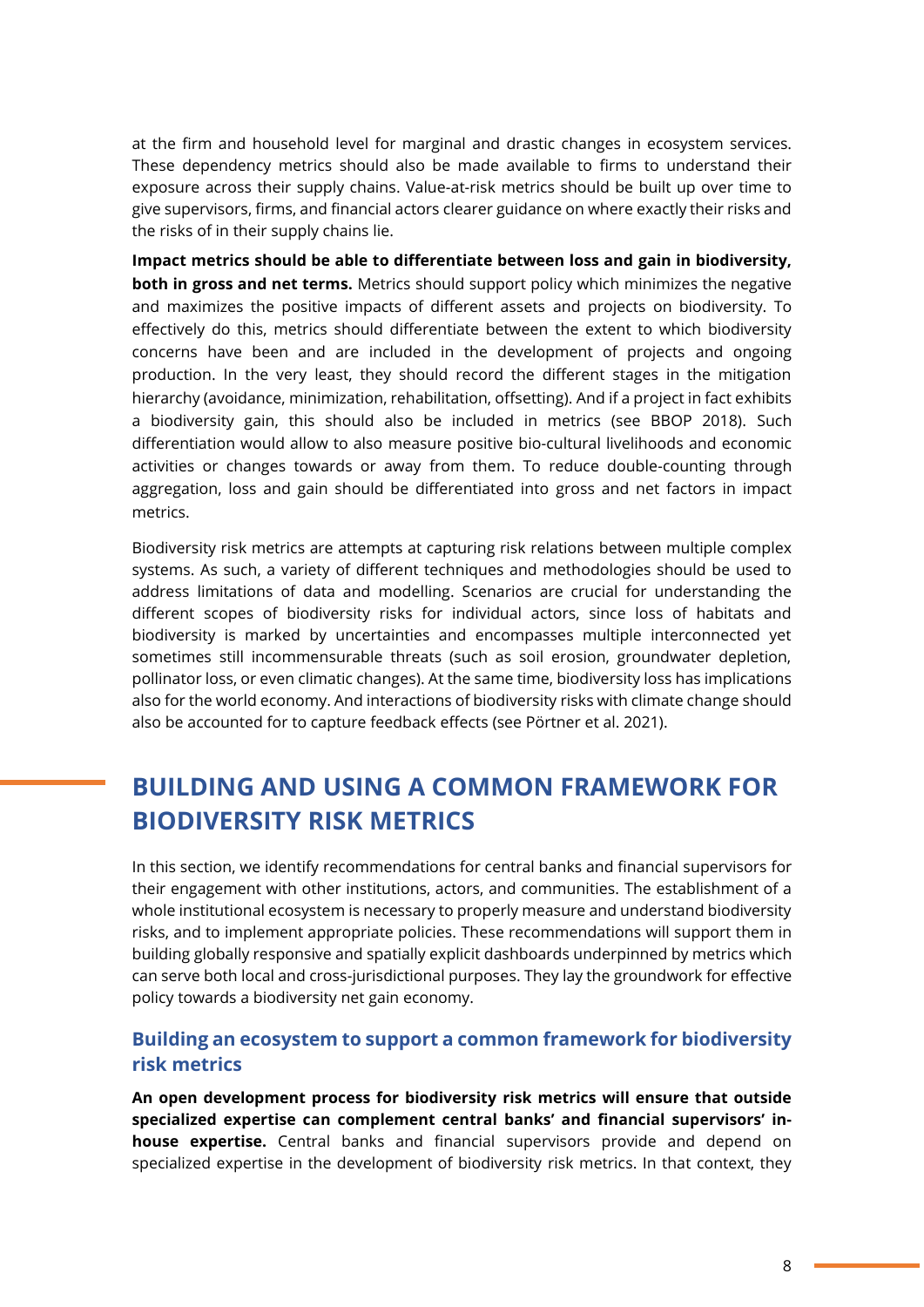at the firm and household level for marginal and drastic changes in ecosystem services. These dependency metrics should also be made available to firms to understand their exposure across their supply chains. Value-at-risk metrics should be built up over time to give supervisors, firms, and financial actors clearer guidance on where exactly their risks and the risks of in their supply chains lie.

**Impact metrics should be able to differentiate between loss and gain in biodiversity, both in gross and net terms.** Metrics should support policy which minimizes the negative and maximizes the positive impacts of different assets and projects on biodiversity. To effectively do this, metrics should differentiate between the extent to which biodiversity concerns have been and are included in the development of projects and ongoing production. In the very least, they should record the different stages in the mitigation hierarchy (avoidance, minimization, rehabilitation, offsetting). And if a project in fact exhibits a biodiversity gain, this should also be included in metrics (see BBOP 2018). Such differentiation would allow to also measure positive bio-cultural livelihoods and economic activities or changes towards or away from them. To reduce double-counting through aggregation, loss and gain should be differentiated into gross and net factors in impact metrics.

Biodiversity risk metrics are attempts at capturing risk relations between multiple complex systems. As such, a variety of different techniques and methodologies should be used to address limitations of data and modelling. Scenarios are crucial for understanding the different scopes of biodiversity risks for individual actors, since loss of habitats and biodiversity is marked by uncertainties and encompasses multiple interconnected yet sometimes still incommensurable threats (such as soil erosion, groundwater depletion, pollinator loss, or even climatic changes). At the same time, biodiversity loss has implications also for the world economy. And interactions of biodiversity risks with climate change should also be accounted for to capture feedback effects (see Pörtner et al. 2021).

## BUILDING AND USING A COMMON FRAMEWORK FOR BIODIVERSITY RISK METRICS

In this section, we identify recommendations for central banks and financial supervisors for their engagement with other institutions, actors, and communities. The establishment of a whole institutional ecosystem is necessary to properly measure and understand biodiversity risks, and to implement appropriate policies. These recommendations will support them in building globally responsive and spatially explicit dashboards underpinned by metrics which can serve both local and cross-jurisdictional purposes. They lay the groundwork for effective policy towards a biodiversity net gain economy.

### Building an ecosystem to support a common framework for biodiversity risk metrics

**An open development process for biodiversity risk metrics will ensure that outside specialized expertise can complement central banks' and financial supervisors' in-house expertise.** Central banks and financial supervisors provide and depend on specialized expertise in the development of biodiversity risk metrics. In that context, they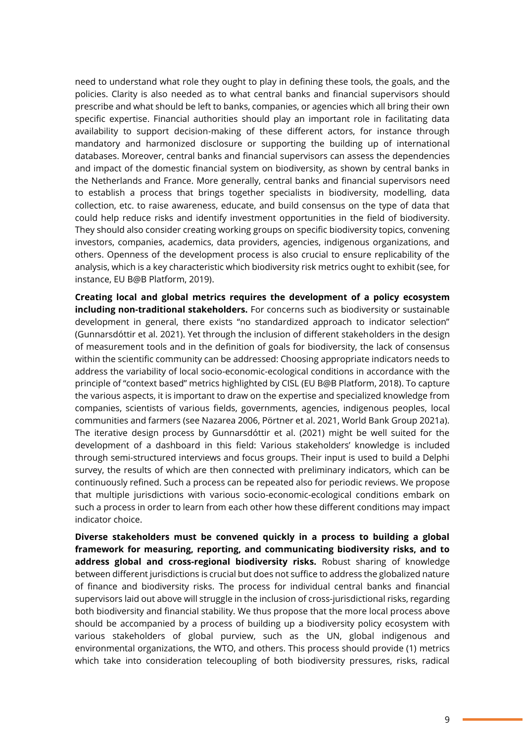need to understand what role they ought to play in defining these tools, the goals, and the policies. Clarity is also needed as to what central banks and financial supervisors should prescribe and what should be left to banks, companies, or agencies which all bring their own specific expertise. Financial authorities should play an important role in facilitating data availability to support decision-making of these different actors, for instance through mandatory and harmonized disclosure or supporting the building up of international databases. Moreover, central banks and financial supervisors can assess the dependencies and impact of the domestic financial system on biodiversity, as shown by central banks in the Netherlands and France. More generally, central banks and financial supervisors need to establish a process that brings together specialists in biodiversity, modelling, data collection, etc. to raise awareness, educate, and build consensus on the type of data that could help reduce risks and identify investment opportunities in the field of biodiversity. They should also consider creating working groups on specific biodiversity topics, convening investors, companies, academics, data providers, agencies, indigenous organizations, and others. Openness of the development process is also crucial to ensure replicability of the analysis, which is a key characteristic which biodiversity risk metrics ought to exhibit (see, for instance, EU B@B Platform, 2019).

**Creating local and global metrics requires the development of a policy ecosystem including non-traditional stakeholders.** For concerns such as biodiversity or sustainable development in general, there exists "no standardized approach to indicator selection" (Gunnarsdóttir et al. 2021). Yet through the inclusion of different stakeholders in the design of measurement tools and in the definition of goals for biodiversity, the lack of consensus within the scientific community can be addressed: Choosing appropriate indicators needs to address the variability of local socio-economic-ecological conditions in accordance with the principle of "context based" metrics highlighted by CISL (EU B@B Platform, 2018). To capture the various aspects, it is important to draw on the expertise and specialized knowledge from companies, scientists of various fields, governments, agencies, indigenous peoples, local communities and farmers (see Nazarea 2006, Pörtner et al. 2021, World Bank Group 2021a). The iterative design process by Gunnarsdóttir et al. (2021) might be well suited for the development of a dashboard in this field: Various stakeholders' knowledge is included through semi-structured interviews and focus groups. Their input is used to build a Delphi survey, the results of which are then connected with preliminary indicators, which can be continuously refined. Such a process can be repeated also for periodic reviews. We propose that multiple jurisdictions with various socio-economic-ecological conditions embark on such a process in order to learn from each other how these different conditions may impact indicator choice.

**Diverse stakeholders must be convened quickly in a process to building a global framework for measuring, reporting, and communicating biodiversity risks, and to address global and cross-regional biodiversity risks.** Robust sharing of knowledge between different jurisdictions is crucial but does not suffice to address the globalized nature of finance and biodiversity risks. The process for individual central banks and financial supervisors laid out above will struggle in the inclusion of cross-jurisdictional risks, regarding both biodiversity and financial stability. We thus propose that the more local process above should be accompanied by a process of building up a biodiversity policy ecosystem with various stakeholders of global purview, such as the UN, global indigenous and environmental organizations, the WTO, and others. This process should provide (1) metrics which take into consideration telecoupling of both biodiversity pressures, risks, radical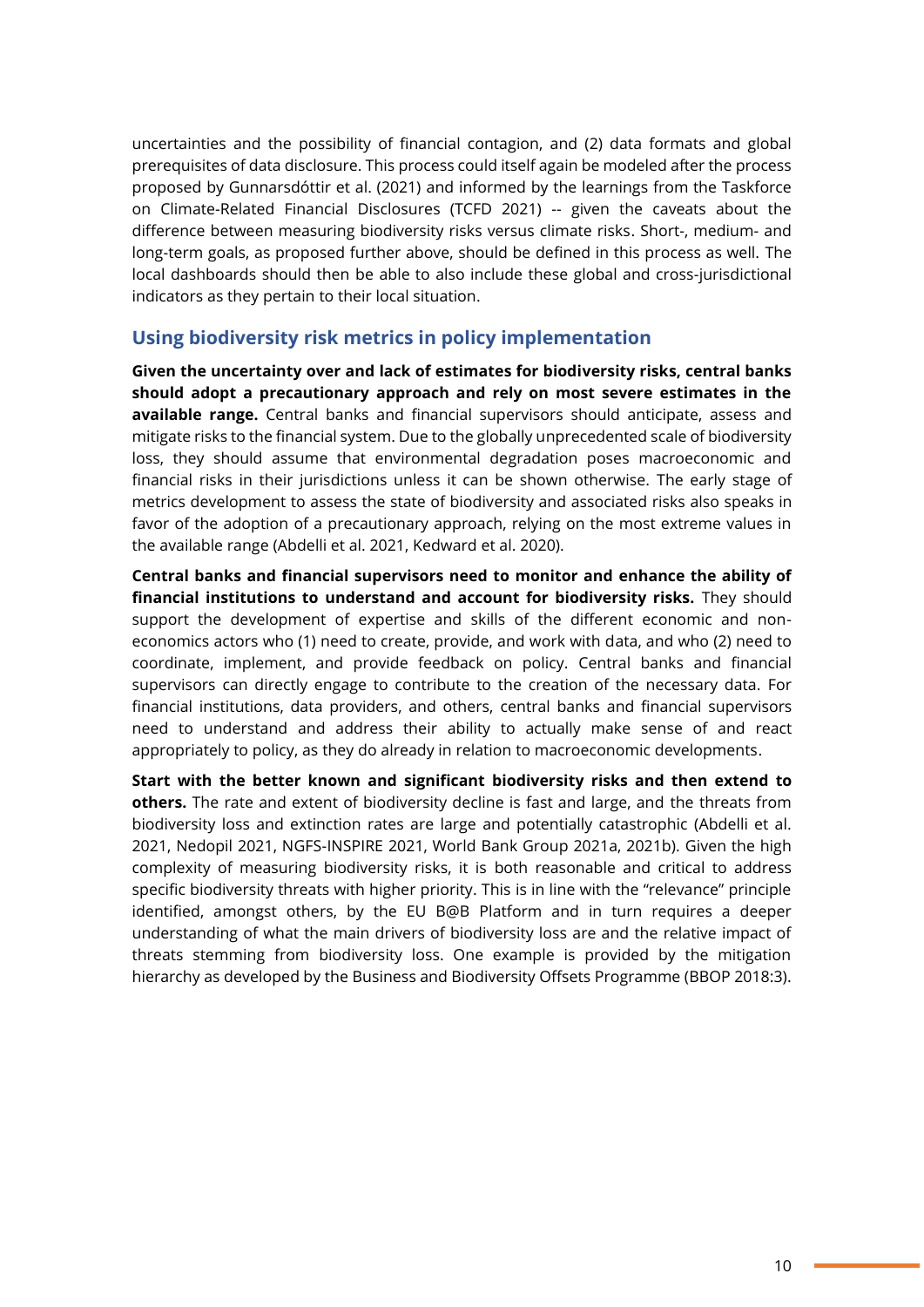uncertainties and the possibility of financial contagion, and (2) data formats and global prerequisites of data disclosure. This process could itself again be modeled after the process proposed by Gunnarsdóttir et al. (2021) and informed by the learnings from the Taskforce on Climate-Related Financial Disclosures (TCFD 2021) -- given the caveats about the difference between measuring biodiversity risks versus climate risks. Short-, medium- and long-term goals, as proposed further above, should be defined in this process as well. The local dashboards should then be able to also include these global and cross-jurisdictional indicators as they pertain to their local situation.

## Using biodiversity risk metrics in policy implementation

**Given the uncertainty over and lack of estimates for biodiversity risks, central banks should adopt a precautionary approach and rely on most severe estimates in the available range.** Central banks and financial supervisors should anticipate, assess and mitigate risks to the financial system. Due to the globally unprecedented scale of biodiversity loss, they should assume that environmental degradation poses macroeconomic and financial risks in their jurisdictions unless it can be shown otherwise. The early stage of metrics development to assess the state of biodiversity and associated risks also speaks in favor of the adoption of a precautionary approach, relying on the most extreme values in the available range (Abdelli et al. 2021, Kedward et al. 2020).

**Central banks and financial supervisors need to monitor and enhance the ability of financial institutions to understand and account for biodiversity risks.** They should support the development of expertise and skills of the different economic and non-economics actors who (1) need to create, provide, and work with data, and who (2) need to coordinate, implement, and provide feedback on policy. Central banks and financial supervisors can directly engage to contribute to the creation of the necessary data. For financial institutions, data providers, and others, central banks and financial supervisors need to understand and address their ability to actually make sense of and react appropriately to policy, as they do already in relation to macroeconomic developments.

**Start with the better known and significant biodiversity risks and then extend to others.** The rate and extent of biodiversity decline is fast and large, and the threats from biodiversity loss and extinction rates are large and potentially catastrophic (Abdelli et al. 2021, Nedopil 2021, NGFS-INSPIRE 2021, World Bank Group 2021a, 2021b). Given the high complexity of measuring biodiversity risks, it is both reasonable and critical to address specific biodiversity threats with higher priority. This is in line with the "relevance" principle identified, amongst others, by the EU B@B Platform and in turn requires a deeper understanding of what the main drivers of biodiversity loss are and the relative impact of threats stemming from biodiversity loss. One example is provided by the mitigation hierarchy as developed by the Business and Biodiversity Offsets Programme (BBOP 2018:3).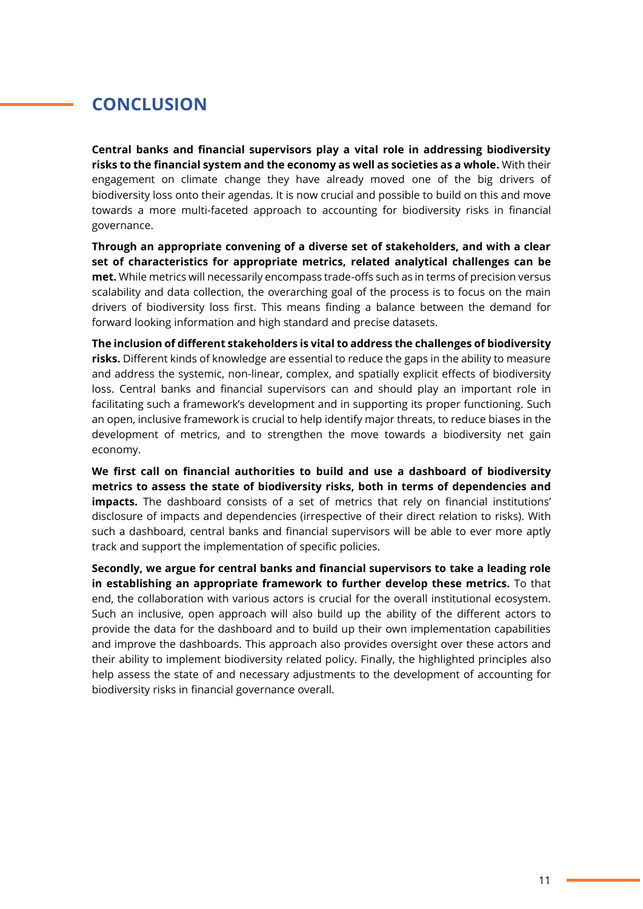# CONCLUSION

**Central banks and financial supervisors play a vital role in addressing biodiversity risks to the financial system and the economy as well as societies as a whole.** With their engagement on climate change they have already moved one of the big drivers of biodiversity loss onto their agendas. It is now crucial and possible to build on this and move towards a more multi-faceted approach to accounting for biodiversity risks in financial governance.

**Through an appropriate convening of a diverse set of stakeholders, and with a clear set of characteristics for appropriate metrics, related analytical challenges can be met.** While metrics will necessarily encompass trade-offs such as in terms of precision versus scalability and data collection, the overarching goal of the process is to focus on the main drivers of biodiversity loss first. This means finding a balance between the demand for forward looking information and high standard and precise datasets.

**The inclusion of different stakeholders is vital to address the challenges of biodiversity risks.** Different kinds of knowledge are essential to reduce the gaps in the ability to measure and address the systemic, non-linear, complex, and spatially explicit effects of biodiversity loss. Central banks and financial supervisors can and should play an important role in facilitating such a framework's development and in supporting its proper functioning. Such an open, inclusive framework is crucial to help identify major threats, to reduce biases in the development of metrics, and to strengthen the move towards a biodiversity net gain economy.

**We first call on financial authorities to build and use a dashboard of biodiversity metrics to assess the state of biodiversity risks, both in terms of dependencies and impacts.** The dashboard consists of a set of metrics that rely on financial institutions' disclosure of impacts and dependencies (irrespective of their direct relation to risks). With such a dashboard, central banks and financial supervisors will be able to ever more aptly track and support the implementation of specific policies.

**Secondly, we argue for central banks and financial supervisors to take a leading role in establishing an appropriate framework to further develop these metrics.** To that end, the collaboration with various actors is crucial for the overall institutional ecosystem. Such an inclusive, open approach will also build up the ability of the different actors to provide the data for the dashboard and to build up their own implementation capabilities and improve the dashboards. This approach also provides oversight over these actors and their ability to implement biodiversity related policy. Finally, the highlighted principles also help assess the state of and necessary adjustments to the development of accounting for biodiversity risks in financial governance overall.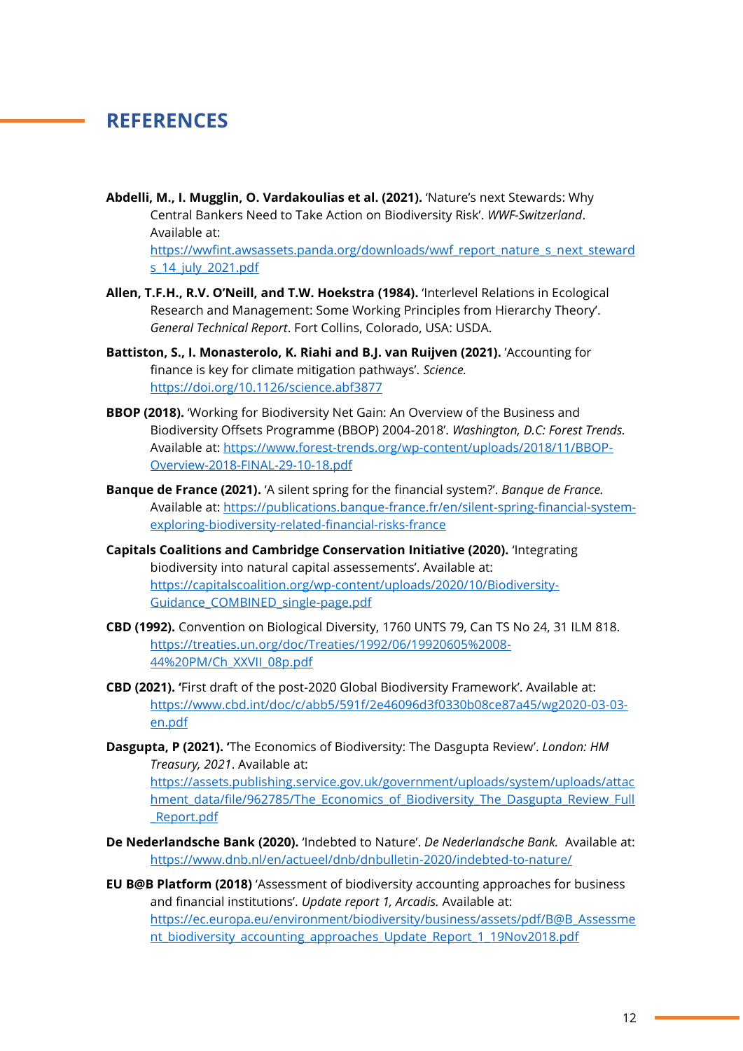## REFERENCES

**Abdelli, M., I. Mugglin, O. Vardakoulias et al. (2021).** 'Nature's next Stewards: Why Central Bankers Need to Take Action on Biodiversity Risk'. *WWF-Switzerland*. Available at: https://wwfint.awsassets.panda.org/downloads/wwf_report_nature_s_next_stewards_14_july_2021.pdf

**Allen, T.F.H., R.V. O'Neill, and T.W. Hoekstra (1984).** 'Interlevel Relations in Ecological Research and Management: Some Working Principles from Hierarchy Theory'. *General Technical Report*. Fort Collins, Colorado, USA: USDA.

**Battiston, S., I. Monasterolo, K. Riahi and B.J. van Ruijven (2021).** 'Accounting for finance is key for climate mitigation pathways'. *Science.* https://doi.org/10.1126/science.abf3877

**BBOP (2018).** 'Working for Biodiversity Net Gain: An Overview of the Business and Biodiversity Offsets Programme (BBOP) 2004-2018'. *Washington, D.C: Forest Trends.* Available at: https://www.forest-trends.org/wp-content/uploads/2018/11/BBOP-Overview-2018-FINAL-29-10-18.pdf

**Banque de France (2021).** 'A silent spring for the financial system?'. *Banque de France.* Available at: https://publications.banque-france.fr/en/silent-spring-financial-system-exploring-biodiversity-related-financial-risks-france

**Capitals Coalitions and Cambridge Conservation Initiative (2020).** 'Integrating biodiversity into natural capital assessements'. Available at: https://capitalscoalition.org/wp-content/uploads/2020/10/Biodiversity-Guidance_COMBINED_single-page.pdf

**CBD (1992).** Convention on Biological Diversity, 1760 UNTS 79, Can TS No 24, 31 ILM 818. https://treaties.un.org/doc/Treaties/1992/06/19920605%2008-44%20PM/Ch_XXVII_08p.pdf

**CBD (2021). '**First draft of the post-2020 Global Biodiversity Framework'. Available at: https://www.cbd.int/doc/c/abb5/591f/2e46096d3f0330b08ce87a45/wg2020-03-03-en.pdf

**Dasgupta, P (2021). '**The Economics of Biodiversity: The Dasgupta Review'. *London: HM Treasury, 2021*. Available at: https://assets.publishing.service.gov.uk/government/uploads/system/uploads/attachment_data/file/962785/The_Economics_of_Biodiversity_The_Dasgupta_Review_Full_Report.pdf

**De Nederlandsche Bank (2020).** 'Indebted to Nature'. *De Nederlandsche Bank.* Available at: https://www.dnb.nl/en/actueel/dnb/dnbulletin-2020/indebted-to-nature/

**EU B@B Platform (2018)** 'Assessment of biodiversity accounting approaches for business and financial institutions'. *Update report 1, Arcadis.* Available at: https://ec.europa.eu/environment/biodiversity/business/assets/pdf/B@B_Assessment_biodiversity_accounting_approaches_Update_Report_1_19Nov2018.pdf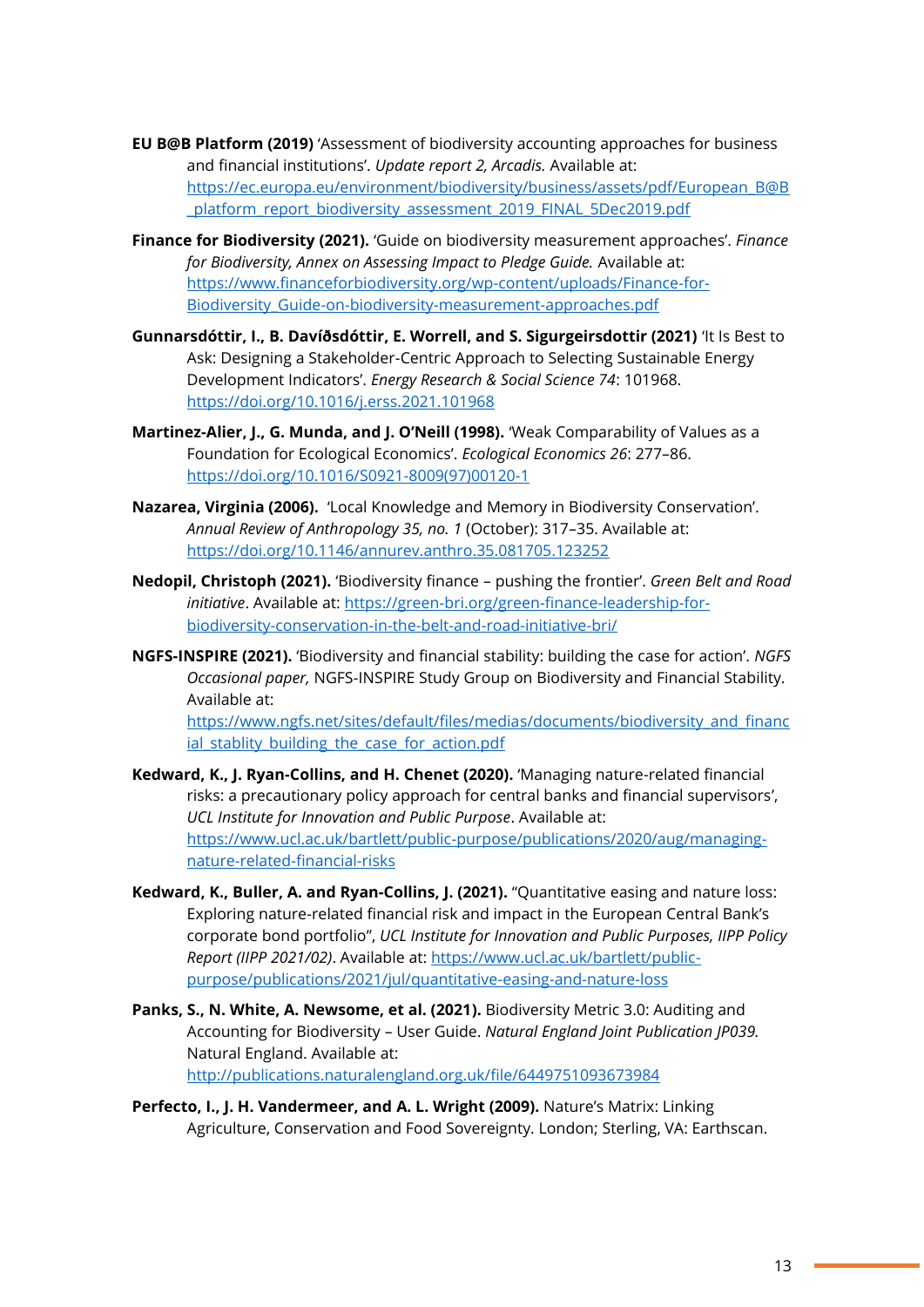**EU B@B Platform (2019)** 'Assessment of biodiversity accounting approaches for business and financial institutions'. *Update report 2, Arcadis.* Available at: [https://ec.europa.eu/environment/biodiversity/business/assets/pdf/European_B@B_platform_report_biodiversity_assessment_2019_FINAL_5Dec2019.pdf](https://ec.europa.eu/environment/biodiversity/business/assets/pdf/European_B@B_platform_report_biodiversity_assessment_2019_FINAL_5Dec2019.pdf)

**Finance for Biodiversity (2021).** 'Guide on biodiversity measurement approaches'. *Finance for Biodiversity, Annex on Assessing Impact to Pledge Guide.* Available at: [https://www.financeforbiodiversity.org/wp-content/uploads/Finance-for-Biodiversity_Guide-on-biodiversity-measurement-approaches.pdf](https://www.financeforbiodiversity.org/wp-content/uploads/Finance-for-Biodiversity_Guide-on-biodiversity-measurement-approaches.pdf)

**Gunnarsdóttir, I., B. Davíðsdóttir, E. Worrell, and S. Sigurgeirsdottir (2021)** 'It Is Best to Ask: Designing a Stakeholder-Centric Approach to Selecting Sustainable Energy Development Indicators'. *Energy Research & Social Science 74*: 101968. [https://doi.org/10.1016/j.erss.2021.101968](https://doi.org/10.1016/j.erss.2021.101968)

**Martinez-Alier, J., G. Munda, and J. O'Neill (1998).** 'Weak Comparability of Values as a Foundation for Ecological Economics'. *Ecological Economics 26*: 277–86. [https://doi.org/10.1016/S0921-8009(97)00120-1](https://doi.org/10.1016/S0921-8009(97)00120-1)

**Nazarea, Virginia (2006).** 'Local Knowledge and Memory in Biodiversity Conservation'. *Annual Review of Anthropology 35, no. 1* (October): 317–35. Available at: [https://doi.org/10.1146/annurev.anthro.35.081705.123252](https://doi.org/10.1146/annurev.anthro.35.081705.123252)

**Nedopil, Christoph (2021).** 'Biodiversity finance – pushing the frontier'. *Green Belt and Road initiative*. Available at: [https://green-bri.org/green-finance-leadership-for-biodiversity-conservation-in-the-belt-and-road-initiative-bri/](https://green-bri.org/green-finance-leadership-for-biodiversity-conservation-in-the-belt-and-road-initiative-bri/)

**NGFS-INSPIRE (2021).** 'Biodiversity and financial stability: building the case for action'. *NGFS Occasional paper,* NGFS-INSPIRE Study Group on Biodiversity and Financial Stability. Available at: [https://www.ngfs.net/sites/default/files/medias/documents/biodiversity_and_financial_stablity_building_the_case_for_action.pdf](https://www.ngfs.net/sites/default/files/medias/documents/biodiversity_and_financial_stablity_building_the_case_for_action.pdf)

**Kedward, K., J. Ryan-Collins, and H. Chenet (2020).** 'Managing nature-related financial risks: a precautionary policy approach for central banks and financial supervisors', *UCL Institute for Innovation and Public Purpose*. Available at: [https://www.ucl.ac.uk/bartlett/public-purpose/publications/2020/aug/managing-nature-related-financial-risks](https://www.ucl.ac.uk/bartlett/public-purpose/publications/2020/aug/managing-nature-related-financial-risks)

**Kedward, K., Buller, A. and Ryan-Collins, J. (2021).** "Quantitative easing and nature loss: Exploring nature-related financial risk and impact in the European Central Bank's corporate bond portfolio", *UCL Institute for Innovation and Public Purposes, IIPP Policy Report (IIPP 2021/02)*. Available at: [https://www.ucl.ac.uk/bartlett/public-purpose/publications/2021/jul/quantitative-easing-and-nature-loss](https://www.ucl.ac.uk/bartlett/public-purpose/publications/2021/jul/quantitative-easing-and-nature-loss)

**Panks, S., N. White, A. Newsome, et al. (2021).** Biodiversity Metric 3.0: Auditing and Accounting for Biodiversity – User Guide. *Natural England Joint Publication JP039.* Natural England. Available at: [http://publications.naturalengland.org.uk/file/6449751093673984](http://publications.naturalengland.org.uk/file/6449751093673984)

**Perfecto, I., J. H. Vandermeer, and A. L. Wright (2009).** Nature's Matrix: Linking Agriculture, Conservation and Food Sovereignty. London; Sterling, VA: Earthscan.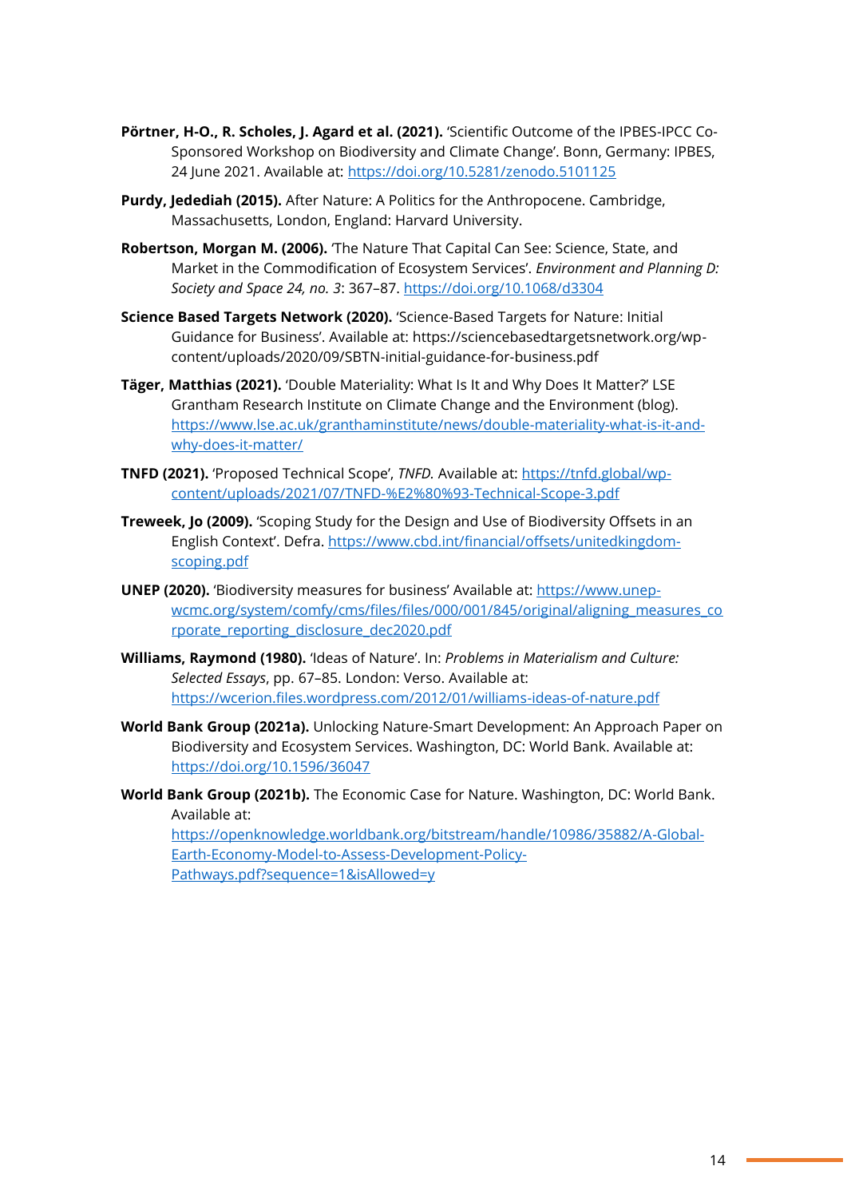**Pörtner, H-O., R. Scholes, J. Agard et al. (2021).** 'Scientific Outcome of the IPBES-IPCC Co-Sponsored Workshop on Biodiversity and Climate Change'. Bonn, Germany: IPBES, 24 June 2021. Available at: https://doi.org/10.5281/zenodo.5101125

**Purdy, Jedediah (2015).** After Nature: A Politics for the Anthropocene. Cambridge, Massachusetts, London, England: Harvard University.

**Robertson, Morgan M. (2006).** 'The Nature That Capital Can See: Science, State, and Market in the Commodification of Ecosystem Services'. *Environment and Planning D: Society and Space 24, no. 3*: 367–87. https://doi.org/10.1068/d3304

**Science Based Targets Network (2020).** 'Science-Based Targets for Nature: Initial Guidance for Business'. Available at: https://sciencebasedtargetsnetwork.org/wp-content/uploads/2020/09/SBTN-initial-guidance-for-business.pdf

**Täger, Matthias (2021).** 'Double Materiality: What Is It and Why Does It Matter?' LSE Grantham Research Institute on Climate Change and the Environment (blog). https://www.lse.ac.uk/granthaminstitute/news/double-materiality-what-is-it-and-why-does-it-matter/

**TNFD (2021).** 'Proposed Technical Scope', *TNFD.* Available at: https://tnfd.global/wp-content/uploads/2021/07/TNFD-%E2%80%93-Technical-Scope-3.pdf

**Treweek, Jo (2009).** 'Scoping Study for the Design and Use of Biodiversity Offsets in an English Context'. Defra. https://www.cbd.int/financial/offsets/unitedkingdom-scoping.pdf

**UNEP (2020).** 'Biodiversity measures for business' Available at: https://www.unep-wcmc.org/system/comfy/cms/files/files/000/001/845/original/aligning_measures_corporate_reporting_disclosure_dec2020.pdf

**Williams, Raymond (1980).** 'Ideas of Nature'. In: *Problems in Materialism and Culture: Selected Essays*, pp. 67–85. London: Verso. Available at: https://wcerion.files.wordpress.com/2012/01/williams-ideas-of-nature.pdf

**World Bank Group (2021a).** Unlocking Nature-Smart Development: An Approach Paper on Biodiversity and Ecosystem Services. Washington, DC: World Bank. Available at: https://doi.org/10.1596/36047

**World Bank Group (2021b).** The Economic Case for Nature. Washington, DC: World Bank. Available at: https://openknowledge.worldbank.org/bitstream/handle/10986/35882/A-Global-Earth-Economy-Model-to-Assess-Development-Policy-Pathways.pdf?sequence=1&isAllowed=y